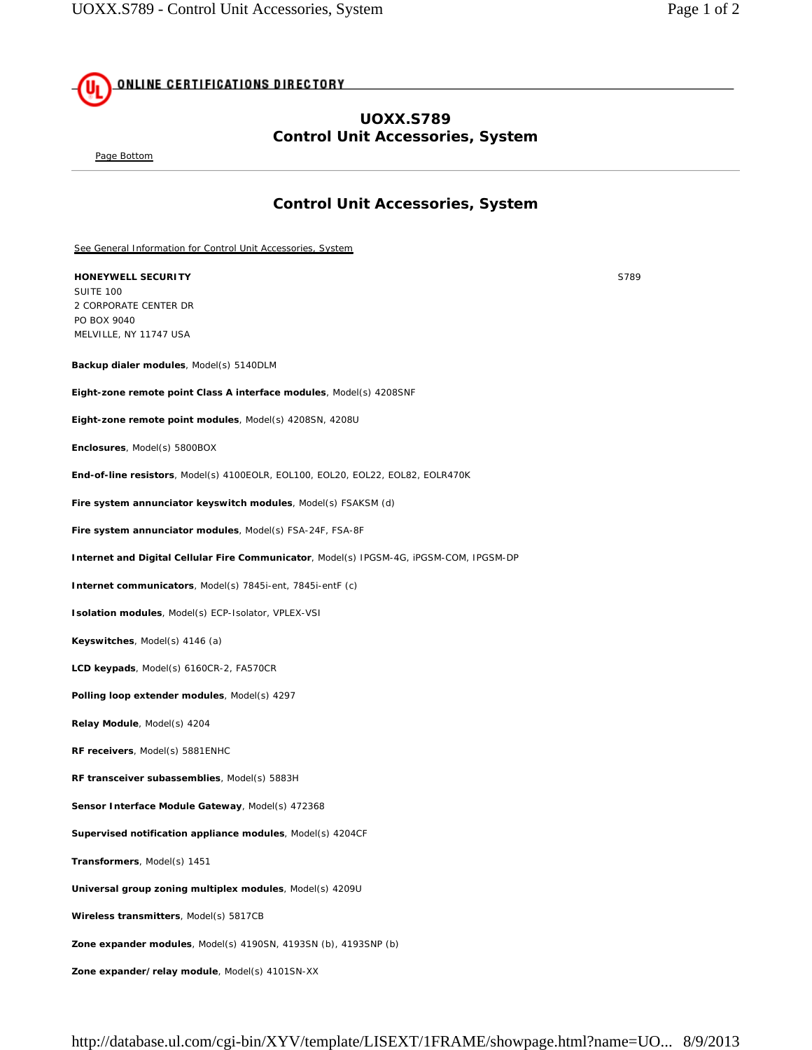ONLINE CERTIFICATIONS DIRECTORY

# UOXX.S789
# Control Unit Accessories, System

Page Bottom

## Control Unit Accessories, System

See General Information for Control Unit Accessories, System

**HONEYWELL SECURITY** — S789
SUITE 100
2 CORPORATE CENTER DR
PO BOX 9040
MELVILLE, NY 11747 USA

**Backup dialer modules**, Model(s) 5140DLM

**Eight-zone remote point Class A interface modules**, Model(s) 4208SNF

**Eight-zone remote point modules**, Model(s) 4208SN, 4208U

**Enclosures**, Model(s) 5800BOX

**End-of-line resistors**, Model(s) 4100EOLR, EOL100, EOL20, EOL22, EOL82, EOLR470K

**Fire system annunciator keyswitch modules**, Model(s) FSAKSM (d)

**Fire system annunciator modules**, Model(s) FSA-24F, FSA-8F

**Internet and Digital Cellular Fire Communicator**, Model(s) IPGSM-4G, iPGSM-COM, IPGSM-DP

**Internet communicators**, Model(s) 7845i-ent, 7845i-entF (c)

**Isolation modules**, Model(s) ECP-Isolator, VPLEX-VSI

**Keyswitches**, Model(s) 4146 (a)

**LCD keypads**, Model(s) 6160CR-2, FA570CR

**Polling loop extender modules**, Model(s) 4297

**Relay Module**, Model(s) 4204

**RF receivers**, Model(s) 5881ENHC

**RF transceiver subassemblies**, Model(s) 5883H

**Sensor Interface Module Gateway**, Model(s) 472368

**Supervised notification appliance modules**, Model(s) 4204CF

**Transformers**, Model(s) 1451

**Universal group zoning multiplex modules**, Model(s) 4209U

**Wireless transmitters**, Model(s) 5817CB

**Zone expander modules**, Model(s) 4190SN, 4193SN (b), 4193SNP (b)

**Zone expander/ relay module**, Model(s) 4101SN-XX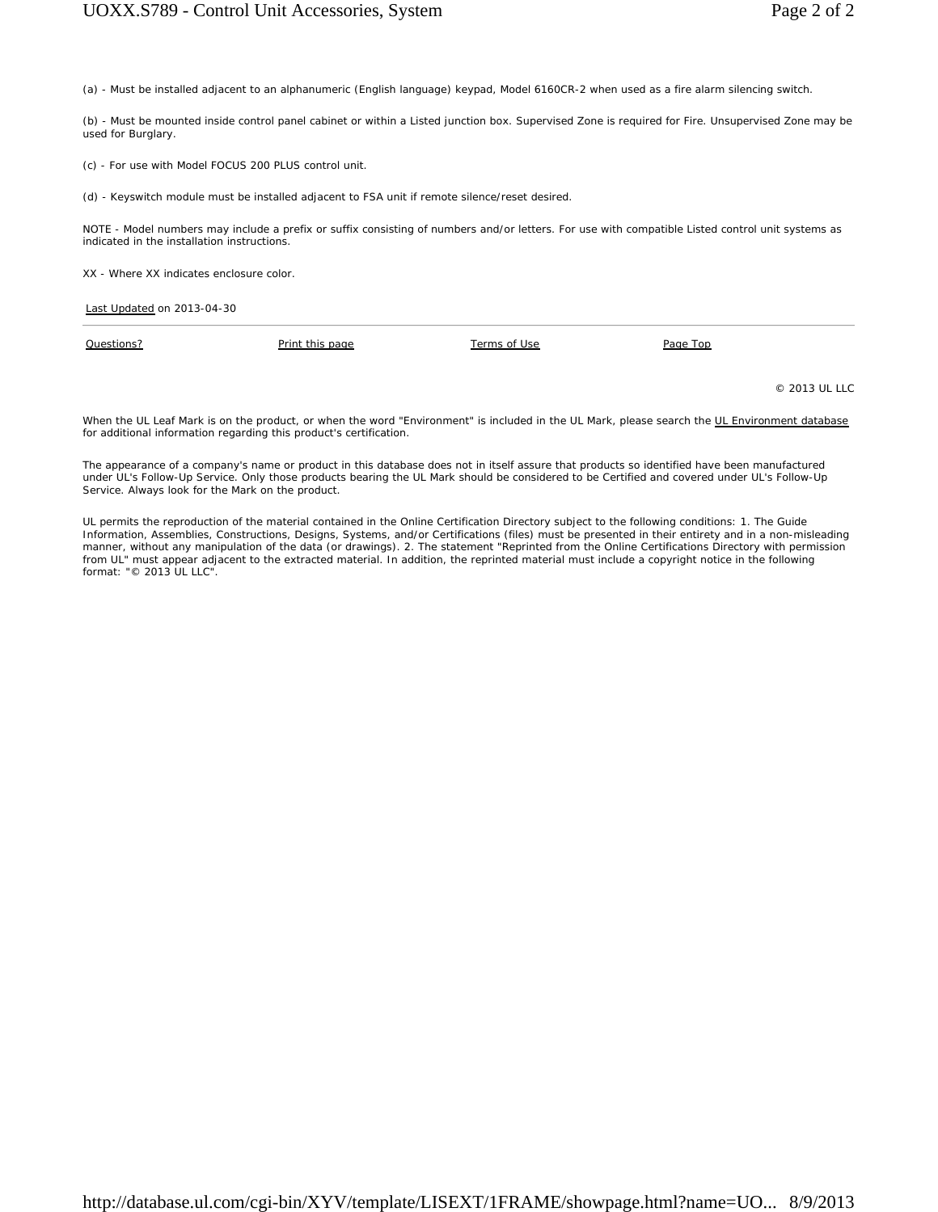(a) - Must be installed adjacent to an alphanumeric (English language) keypad, Model 6160CR-2 when used as a fire alarm silencing switch.

(b) - Must be mounted inside control panel cabinet or within a Listed junction box. Supervised Zone is required for Fire. Unsupervised Zone may be used for Burglary.

(c) - For use with Model FOCUS 200 PLUS control unit.

(d) - Keyswitch module must be installed adjacent to FSA unit if remote silence/reset desired.

NOTE - Model numbers may include a prefix or suffix consisting of numbers and/or letters. For use with compatible Listed control unit systems as indicated in the installation instructions.

XX - Where XX indicates enclosure color.

Last Updated on 2013-04-30

Questions? Print this page Terms of Use Page Top

© 2013 UL LLC

When the UL Leaf Mark is on the product, or when the word "Environment" is included in the UL Mark, please search the UL Environment database for additional information regarding this product's certification.

The appearance of a company's name or product in this database does not in itself assure that products so identified have been manufactured under UL's Follow-Up Service. Only those products bearing the UL Mark should be considered to be Certified and covered under UL's Follow-Up Service. Always look for the Mark on the product.

UL permits the reproduction of the material contained in the Online Certification Directory subject to the following conditions: 1. The Guide Information, Assemblies, Constructions, Designs, Systems, and/or Certifications (files) must be presented in their entirety and in a non-misleading manner, without any manipulation of the data (or drawings). 2. The statement "Reprinted from the Online Certifications Directory with permission from UL" must appear adjacent to the extracted material. In addition, the reprinted material must include a copyright notice in the following format: "© 2013 UL LLC".